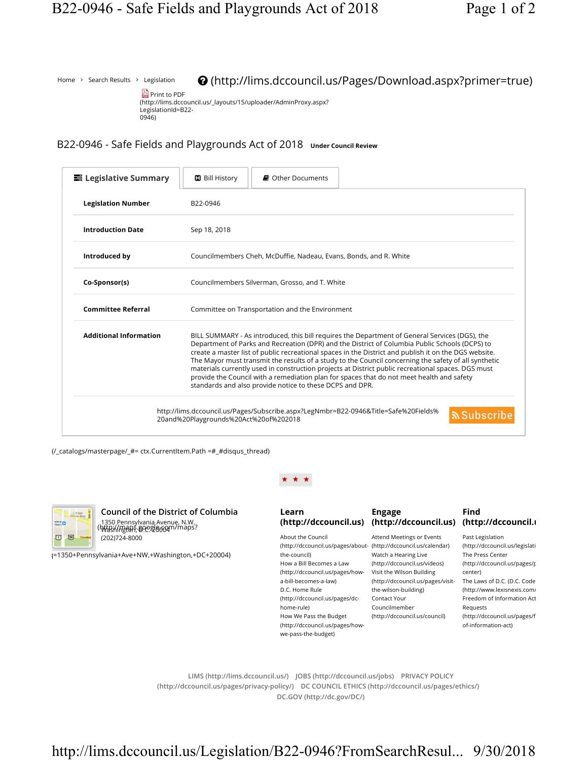Home › Search Results › Legislation (http://lims.dccouncil.us/Pages/Download.aspx?primer=true)

Print to PDF (http://lims.dccouncil.us/_layouts/15/uploader/AdminProxy.aspx?LegislationId=B22-0946)

# B22-0946 - Safe Fields and Playgrounds Act of 2018

**Under Council Review**

**Legislative Summary** | Bill History | Other Documents

| | |
|---|---|
| **Legislation Number** | B22-0946 |
| **Introduction Date** | Sep 18, 2018 |
| **Introduced by** | Councilmembers Cheh, McDuffie, Nadeau, Evans, Bonds, and R. White |
| **Co-Sponsor(s)** | Councilmembers Silverman, Grosso, and T. White |
| **Committee Referral** | Committee on Transportation and the Environment |
| **Additional Information** | BILL SUMMARY - As introduced, this bill requires the Department of General Services (DGS), the Department of Parks and Recreation (DPR) and the District of Columbia Public Schools (DCPS) to create a master list of public recreational spaces in the District and publish it on the DGS website. The Mayor must transmit the results of a study to the Council concerning the safety of all synthetic materials currently used in construction projects at District public recreational spaces. DGS must provide the Council with a remediation plan for spaces that do not meet health and safety standards and also provide notice to these DCPS and DPR. |

http://lims.dccouncil.us/Pages/Subscribe.aspx?LegNmbr=B22-0946&Title=Safe%20Fields%20and%20Playgrounds%20Act%20of%202018 Subscribe

(/_catalogs/masterpage/_#= ctx.CurrentItem.Path =#_#disqus_thread)

★ ★ ★

**Council of the District of Columbia**
1350 Pennsylvania Avenue, N.W.
Washington, D.C. 20004
(http://maps.google.com/maps?q=1350+Pennsylvania+Ave+NW,+Washington,+DC+20004)
(202)724-8000

**Learn (http://dccouncil.us)**

- About the Council (http://dccouncil.us/pages/about-the-council)
- How a Bill Becomes a Law (http://dccouncil.us/pages/how-a-bill-becomes-a-law)
- D.C. Home Rule (http://dccouncil.us/pages/dc-home-rule)
- How We Pass the Budget (http://dccouncil.us/pages/how-we-pass-the-budget)

**Engage (http://dccouncil.us)**

- Attend Meetings or Events (http://dccouncil.us/calendar)
- Watch a Hearing Live (http://dccouncil.us/videos)
- Visit the Wilson Building (http://dccouncil.us/pages/visit-the-wilson-building)
- Contact Your Councilmember (http://dccouncil.us/council)

**Find (http://dccouncil.u**

- Past Legislation (http://dccouncil.us/legislati
- The Press Center (http://dccouncil.us/pages/p center)
- The Laws of D.C. (D.C. Code (http://www.lexisnexis.com/
- Freedom of Information Act Requests (http://dccouncil.us/pages/f of-information-act)

LIMS (http://lims.dccouncil.us/) JOBS (http://dccouncil.us/jobs) PRIVACY POLICY (http://dccouncil.us/pages/privacy-policy/) DC COUNCIL ETHICS (http://dccouncil.us/pages/ethics/) DC.GOV (http://dc.gov/DC/)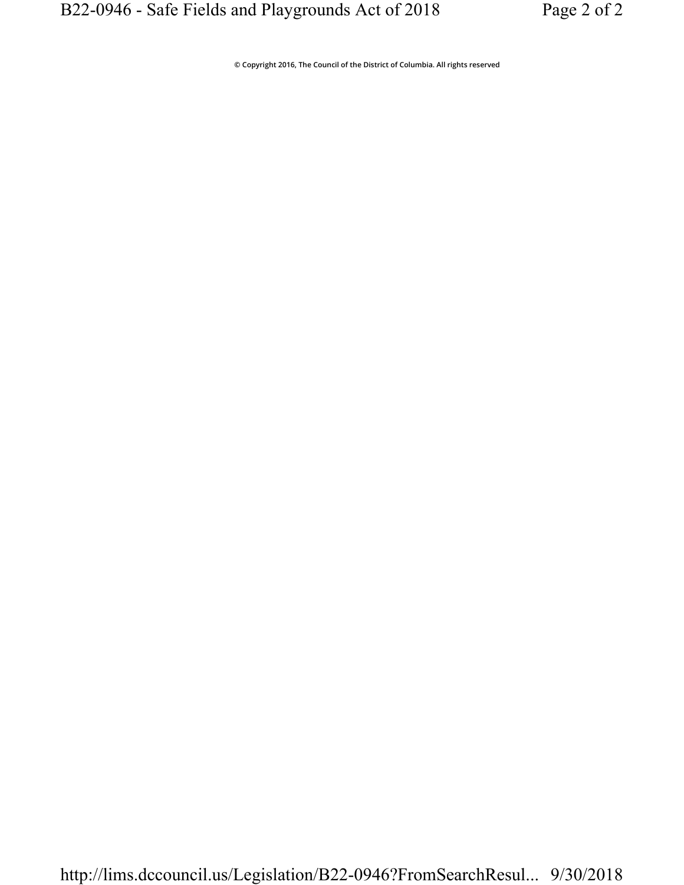© Copyright 2016, The Council of the District of Columbia. All rights reserved